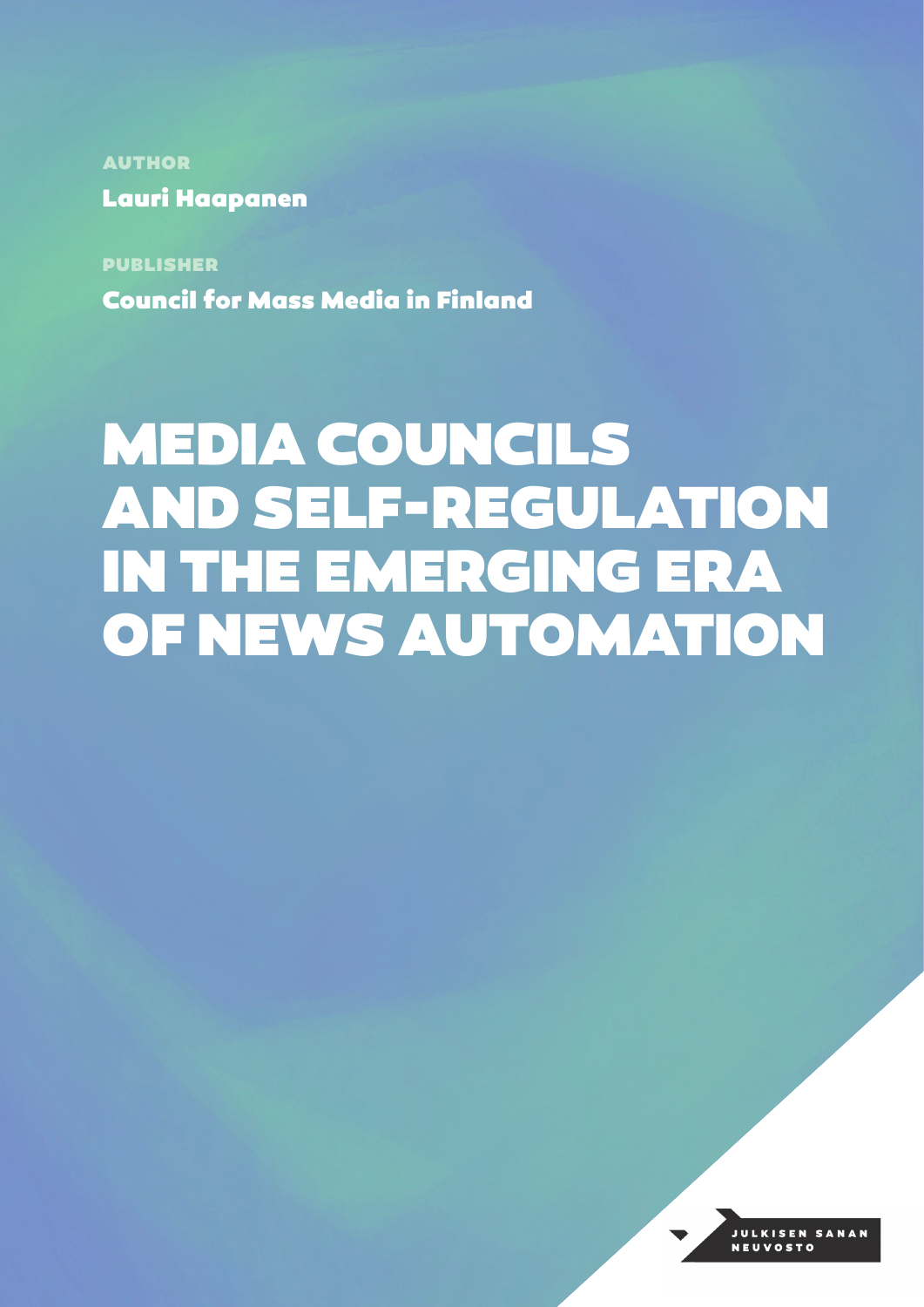AUTHOR

**Lauri Haapanen**

PUBLISHER

**Council for Mass Media in Finland**

# MEDIA COUNCILS AND SELF-REGULATION IN THE EMERGING ERA OF NEWS AUTOMATION

JULKISEN SANAN NEUVOSTO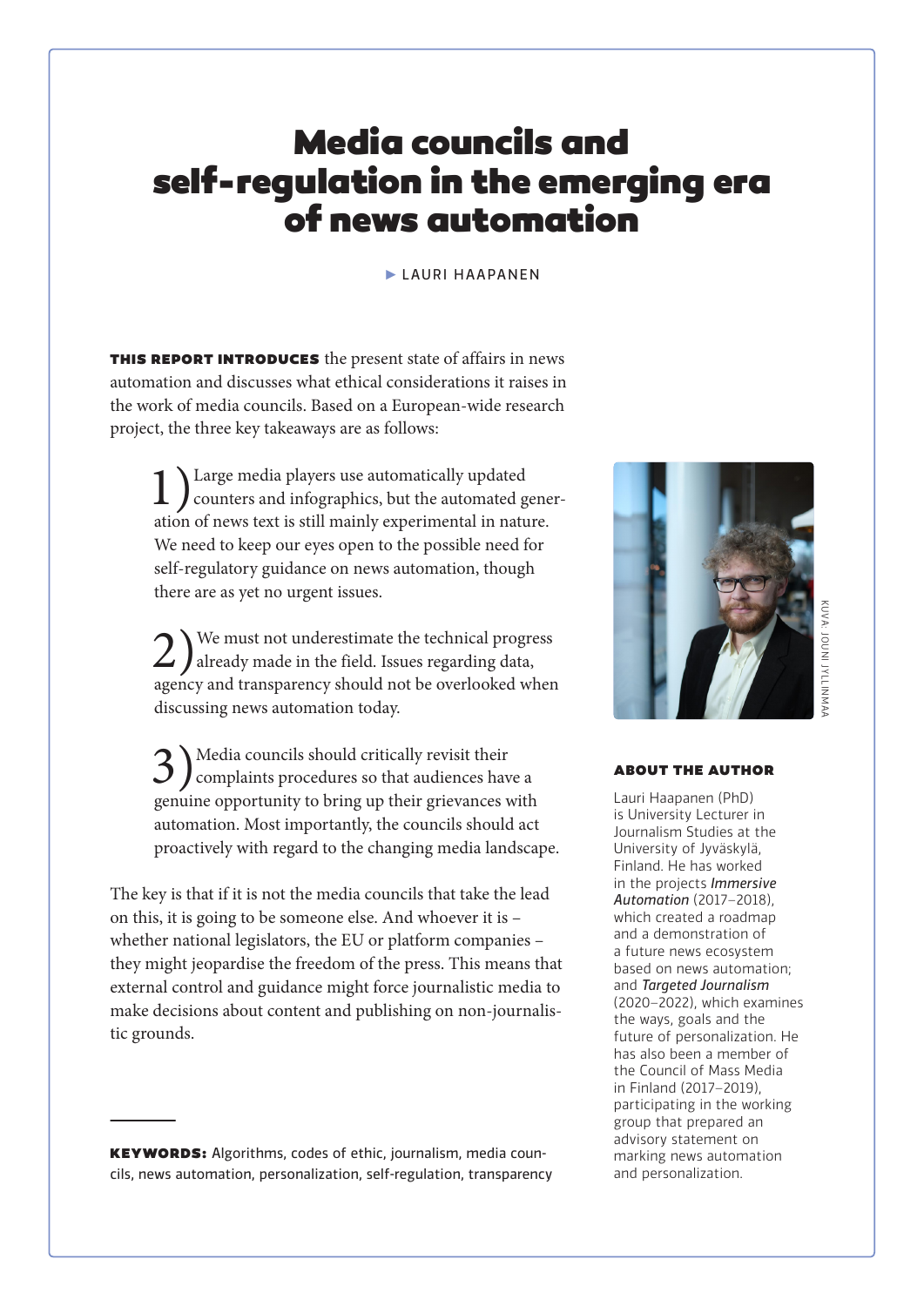# Media councils and self-regulation in the emerging era of news automation

▶ LAURI HAAPANEN

**THIS REPORT INTRODUCES** the present state of affairs in news automation and discusses what ethical considerations it raises in the work of media councils. Based on a European-wide research project, the three key takeaways are as follows:

1) Large media players use automatically updated counters and infographics, but the automated generation of news text is still mainly experimental in nature. We need to keep our eyes open to the possible need for self-regulatory guidance on news automation, though there are as yet no urgent issues.

2) We must not underestimate the technical progress already made in the field. Issues regarding data, agency and transparency should not be overlooked when discussing news automation today.

3) Media councils should critically revisit their complaints procedures so that audiences have a genuine opportunity to bring up their grievances with automation. Most importantly, the councils should act proactively with regard to the changing media landscape.

The key is that if it is not the media councils that take the lead on this, it is going to be someone else. And whoever it is – whether national legislators, the EU or platform companies – they might jeopardise the freedom of the press. This means that external control and guidance might force journalistic media to make decisions about content and publishing on non-journalistic grounds.

**KEYWORDS:** Algorithms, codes of ethic, journalism, media councils, news automation, personalization, self-regulation, transparency

KUVA: JOUNI JYLLINMAA

### ABOUT THE AUTHOR

Lauri Haapanen (PhD) is University Lecturer in Journalism Studies at the University of Jyväskylä, Finland. He has worked in the projects ***Immersive Automation*** (2017–2018), which created a roadmap and a demonstration of a future news ecosystem based on news automation; and ***Targeted Journalism*** (2020–2022), which examines the ways, goals and the future of personalization. He has also been a member of the Council of Mass Media in Finland (2017–2019), participating in the working group that prepared an advisory statement on marking news automation and personalization.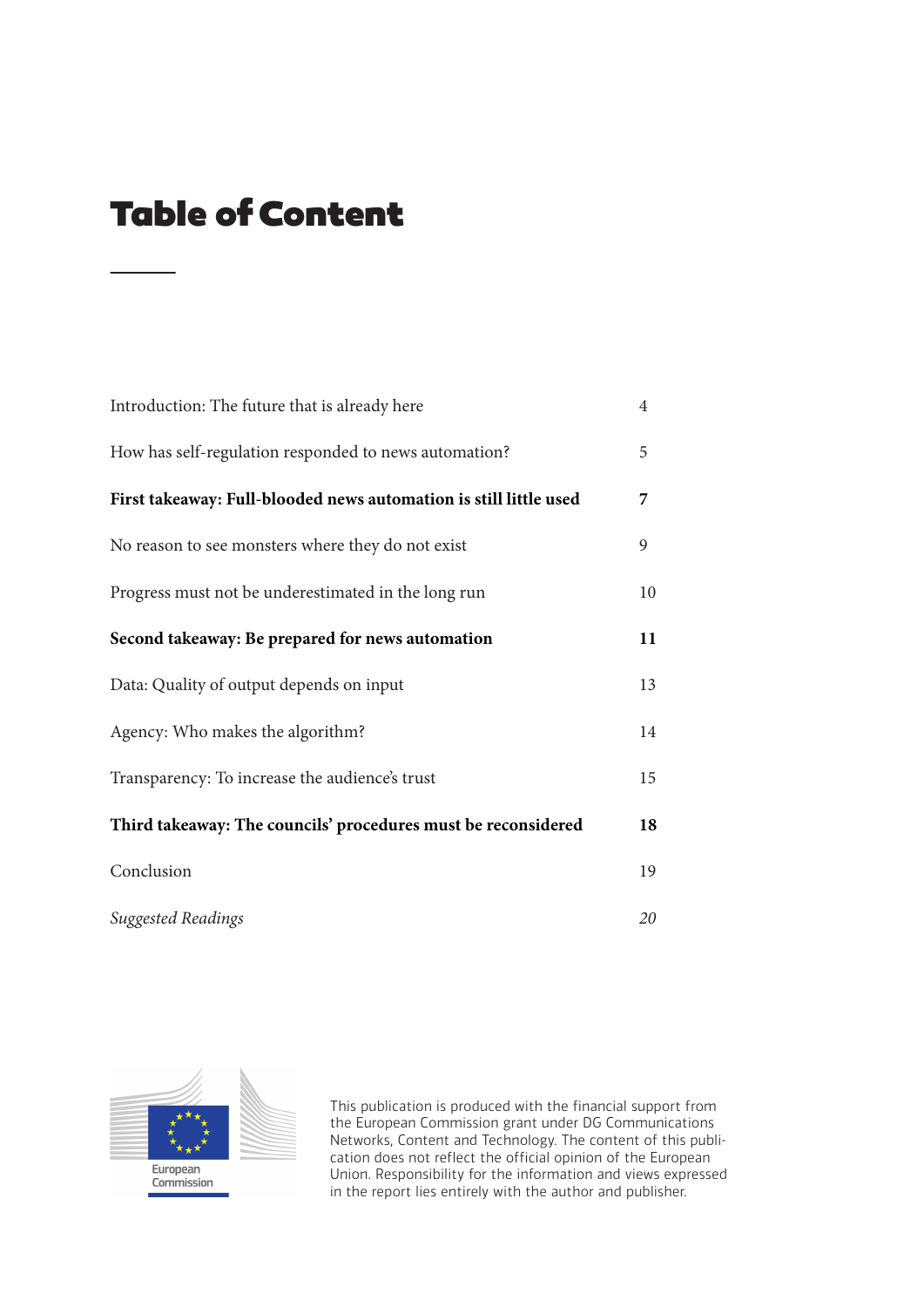# Table of Content

| | |
|---|---|
| Introduction: The future that is already here | 4 |
| How has self-regulation responded to news automation? | 5 |
| **First takeaway: Full-blooded news automation is still little used** | **7** |
| No reason to see monsters where they do not exist | 9 |
| Progress must not be underestimated in the long run | 10 |
| **Second takeaway: Be prepared for news automation** | **11** |
| Data: Quality of output depends on input | 13 |
| Agency: Who makes the algorithm? | 14 |
| Transparency: To increase the audience's trust | 15 |
| **Third takeaway: The councils' procedures must be reconsidered** | **18** |
| Conclusion | 19 |
| *Suggested Readings* | *20* |

European Commission

This publication is produced with the financial support from the European Commission grant under DG Communications Networks, Content and Technology. The content of this publication does not reflect the official opinion of the European Union. Responsibility for the information and views expressed in the report lies entirely with the author and publisher.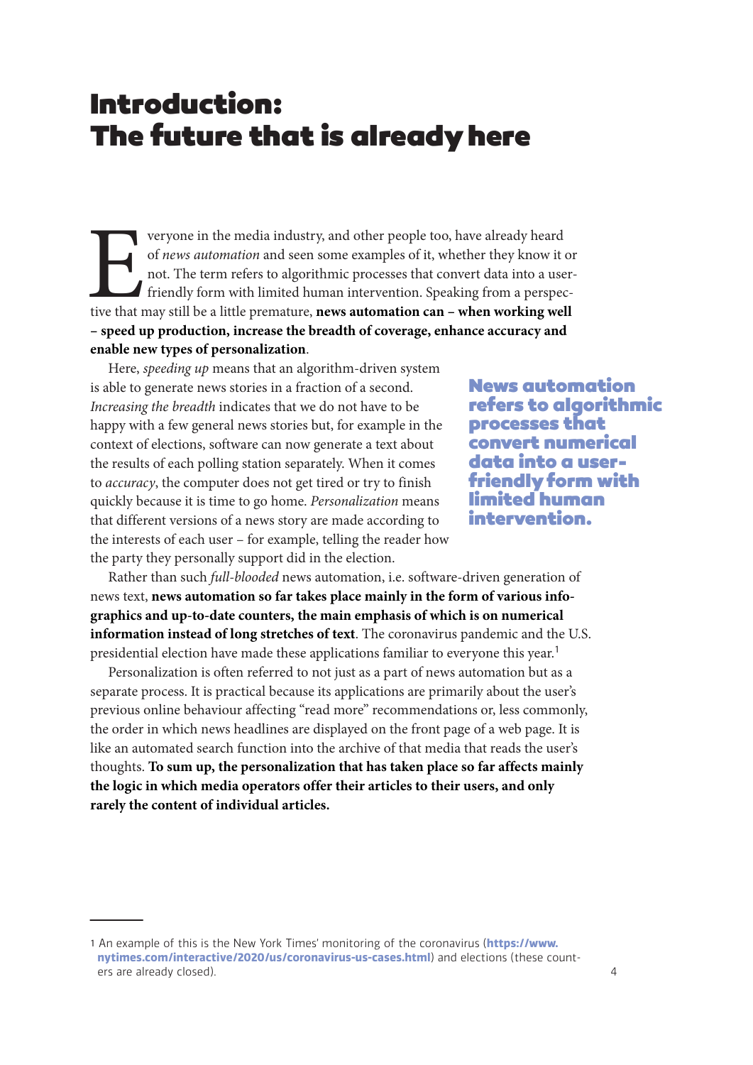# Introduction: The future that is already here

Everyone in the media industry, and other people too, have already heard of *news automation* and seen some examples of it, whether they know it or not. The term refers to algorithmic processes that convert data into a user-friendly form with limited human intervention. Speaking from a perspective that may still be a little premature, **news automation can – when working well – speed up production, increase the breadth of coverage, enhance accuracy and enable new types of personalization**.

Here, *speeding up* means that an algorithm-driven system is able to generate news stories in a fraction of a second. *Increasing the breadth* indicates that we do not have to be happy with a few general news stories but, for example in the context of elections, software can now generate a text about the results of each polling station separately. When it comes to *accuracy*, the computer does not get tired or try to finish quickly because it is time to go home. *Personalization* means that different versions of a news story are made according to the interests of each user – for example, telling the reader how the party they personally support did in the election.

**News automation refers to algorithmic processes that convert numerical data into a user-friendly form with limited human intervention.**

Rather than such *full-blooded* news automation, i.e. software-driven generation of news text, **news automation so far takes place mainly in the form of various infographics and up-to-date counters, the main emphasis of which is on numerical information instead of long stretches of text**. The coronavirus pandemic and the U.S. presidential election have made these applications familiar to everyone this year.[1]

Personalization is often referred to not just as a part of news automation but as a separate process. It is practical because its applications are primarily about the user's previous online behaviour affecting "read more" recommendations or, less commonly, the order in which news headlines are displayed on the front page of a web page. It is like an automated search function into the archive of that media that reads the user's thoughts. **To sum up, the personalization that has taken place so far affects mainly the logic in which media operators offer their articles to their users, and only rarely the content of individual articles.**

---

1 An example of this is the New York Times' monitoring of the coronavirus (**https://www.nytimes.com/interactive/2020/us/coronavirus-us-cases.html**) and elections (these counters are already closed).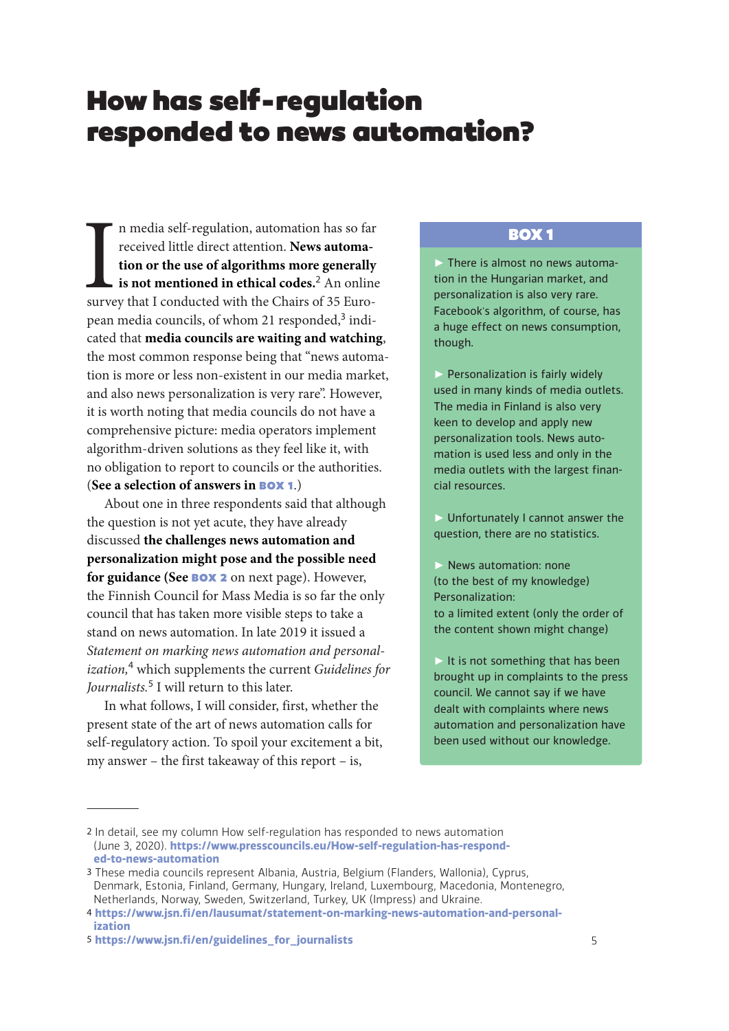# How has self-regulation responded to news automation?

In media self-regulation, automation has so far received little direct attention. **News automation or the use of algorithms more generally is not mentioned in ethical codes.**[2] An online survey that I conducted with the Chairs of 35 European media councils, of whom 21 responded,[3] indicated that **media councils are waiting and watching**, the most common response being that "news automation is more or less non-existent in our media market, and also news personalization is very rare". However, it is worth noting that media councils do not have a comprehensive picture: media operators implement algorithm-driven solutions as they feel like it, with no obligation to report to councils or the authorities. (**See a selection of answers in BOX 1**.)

About one in three respondents said that although the question is not yet acute, they have already discussed **the challenges news automation and personalization might pose and the possible need for guidance (See BOX 2** on next page). However, the Finnish Council for Mass Media is so far the only council that has taken more visible steps to take a stand on news automation. In late 2019 it issued a *Statement on marking news automation and personalization*,[4] which supplements the current *Guidelines for Journalists*.[5] I will return to this later.

In what follows, I will consider, first, whether the present state of the art of news automation calls for self-regulatory action. To spoil your excitement a bit, my answer – the first takeaway of this report – is,

## BOX 1

▶ There is almost no news automation in the Hungarian market, and personalization is also very rare. Facebook's algorithm, of course, has a huge effect on news consumption, though.

▶ Personalization is fairly widely used in many kinds of media outlets. The media in Finland is also very keen to develop and apply new personalization tools. News automation is used less and only in the media outlets with the largest financial resources.

▶ Unfortunately I cannot answer the question, there are no statistics.

▶ News automation: none
(to the best of my knowledge)
Personalization:
to a limited extent (only the order of the content shown might change)

▶ It is not something that has been brought up in complaints to the press council. We cannot say if we have dealt with complaints where news automation and personalization have been used without our knowledge.

---

2 In detail, see my column How self-regulation has responded to news automation (June 3, 2020). **https://www.presscouncils.eu/How-self-regulation-has-responded-to-news-automation**

3 These media councils represent Albania, Austria, Belgium (Flanders, Wallonia), Cyprus, Denmark, Estonia, Finland, Germany, Hungary, Ireland, Luxembourg, Macedonia, Montenegro, Netherlands, Norway, Sweden, Switzerland, Turkey, UK (Impress) and Ukraine.

4 **https://www.jsn.fi/en/lausumat/statement-on-marking-news-automation-and-personalization**

5 **https://www.jsn.fi/en/guidelines_for_journalists**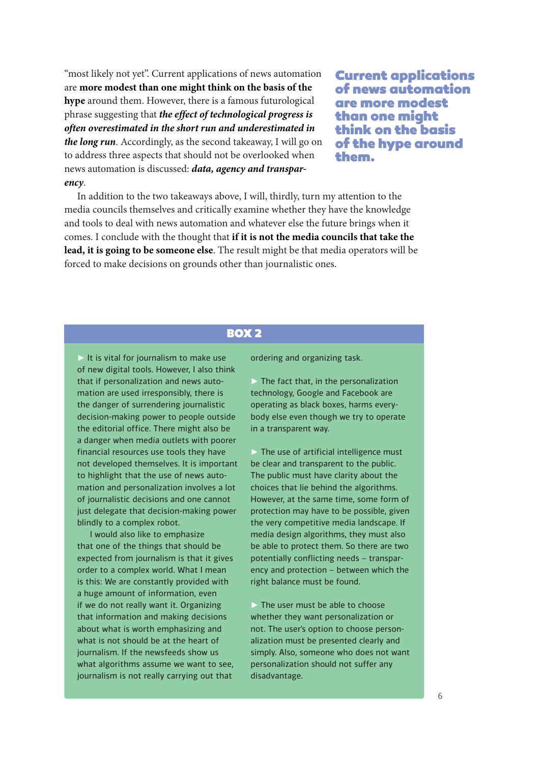"most likely not yet". Current applications of news automation are **more modest than one might think on the basis of the hype** around them. However, there is a famous futurological phrase suggesting that ***the effect of technological progress is often overestimated in the short run and underestimated in the long run***. Accordingly, as the second takeaway, I will go on to address three aspects that should not be overlooked when news automation is discussed: ***data, agency and transparency***.

> **Current applications of news automation are more modest than one might think on the basis of the hype around them.**

In addition to the two takeaways above, I will, thirdly, turn my attention to the media councils themselves and critically examine whether they have the knowledge and tools to deal with news automation and whatever else the future brings when it comes. I conclude with the thought that **if it is not the media councils that take the lead, it is going to be someone else**. The result might be that media operators will be forced to make decisions on grounds other than journalistic ones.

## BOX 2

► It is vital for journalism to make use of new digital tools. However, I also think that if personalization and news automation are used irresponsibly, there is the danger of surrendering journalistic decision-making power to people outside the editorial office. There might also be a danger when media outlets with poorer financial resources use tools they have not developed themselves. It is important to highlight that the use of news automation and personalization involves a lot of journalistic decisions and one cannot just delegate that decision-making power blindly to a complex robot.

I would also like to emphasize that one of the things that should be expected from journalism is that it gives order to a complex world. What I mean is this: We are constantly provided with a huge amount of information, even if we do not really want it. Organizing that information and making decisions about what is worth emphasizing and what is not should be at the heart of journalism. If the newsfeeds show us what algorithms assume we want to see, journalism is not really carrying out that ordering and organizing task.

► The fact that, in the personalization technology, Google and Facebook are operating as black boxes, harms everybody else even though we try to operate in a transparent way.

► The use of artificial intelligence must be clear and transparent to the public. The public must have clarity about the choices that lie behind the algorithms. However, at the same time, some form of protection may have to be possible, given the very competitive media landscape. If media design algorithms, they must also be able to protect them. So there are two potentially conflicting needs – transparency and protection – between which the right balance must be found.

► The user must be able to choose whether they want personalization or not. The user's option to choose personalization must be presented clearly and simply. Also, someone who does not want personalization should not suffer any disadvantage.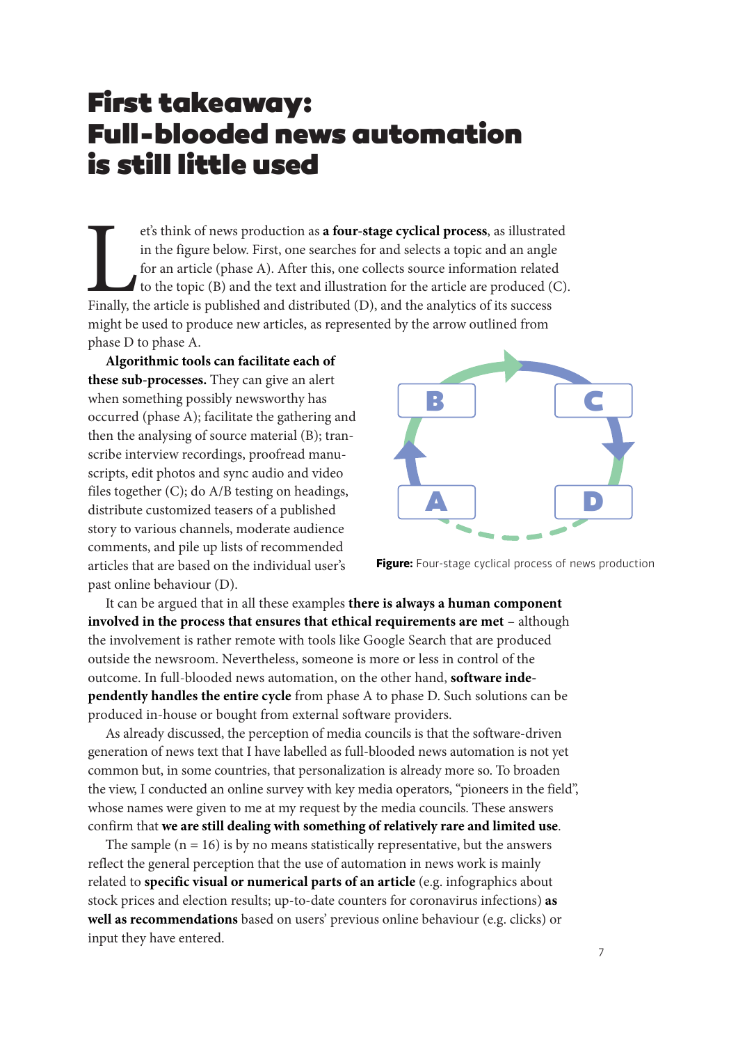# First takeaway: Full-blooded news automation is still little used

Let's think of news production as **a four-stage cyclical process**, as illustrated in the figure below. First, one searches for and selects a topic and an angle for an article (phase A). After this, one collects source information related to the topic (B) and the text and illustration for the article are produced (C). Finally, the article is published and distributed (D), and the analytics of its success might be used to produce new articles, as represented by the arrow outlined from phase D to phase A.

**Algorithmic tools can facilitate each of these sub-processes.** They can give an alert when something possibly newsworthy has occurred (phase A); facilitate the gathering and then the analysing of source material (B); transcribe interview recordings, proofread manuscripts, edit photos and sync audio and video files together (C); do A/B testing on headings, distribute customized teasers of a published story to various channels, moderate audience comments, and pile up lists of recommended articles that are based on the individual user's past online behaviour (D).

**Figure:** Four-stage cyclical process of news production

It can be argued that in all these examples **there is always a human component involved in the process that ensures that ethical requirements are met** – although the involvement is rather remote with tools like Google Search that are produced outside the newsroom. Nevertheless, someone is more or less in control of the outcome. In full-blooded news automation, on the other hand, **software independently handles the entire cycle** from phase A to phase D. Such solutions can be produced in-house or bought from external software providers.

As already discussed, the perception of media councils is that the software-driven generation of news text that I have labelled as full-blooded news automation is not yet common but, in some countries, that personalization is already more so. To broaden the view, I conducted an online survey with key media operators, "pioneers in the field", whose names were given to me at my request by the media councils. These answers confirm that **we are still dealing with something of relatively rare and limited use**.

The sample (n = 16) is by no means statistically representative, but the answers reflect the general perception that the use of automation in news work is mainly related to **specific visual or numerical parts of an article** (e.g. infographics about stock prices and election results; up-to-date counters for coronavirus infections) **as well as recommendations** based on users' previous online behaviour (e.g. clicks) or input they have entered.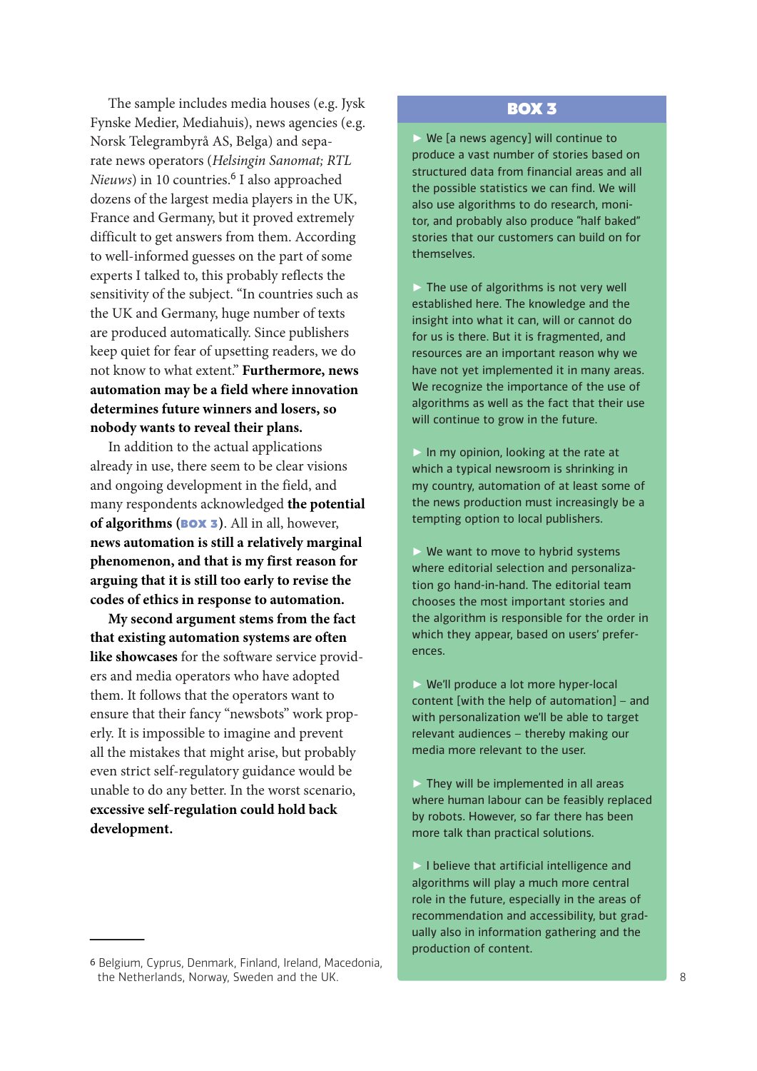The sample includes media houses (e.g. Jysk Fynske Medier, Mediahuis), news agencies (e.g. Norsk Telegrambyrå AS, Belga) and separate news operators (*Helsingin Sanomat; RTL Nieuws*) in 10 countries.[6] I also approached dozens of the largest media players in the UK, France and Germany, but it proved extremely difficult to get answers from them. According to well-informed guesses on the part of some experts I talked to, this probably reflects the sensitivity of the subject. "In countries such as the UK and Germany, huge number of texts are produced automatically. Since publishers keep quiet for fear of upsetting readers, we do not know to what extent." **Furthermore, news automation may be a field where innovation determines future winners and losers, so nobody wants to reveal their plans.**

In addition to the actual applications already in use, there seem to be clear visions and ongoing development in the field, and many respondents acknowledged **the potential of algorithms (BOX 3)**. All in all, however, **news automation is still a relatively marginal phenomenon, and that is my first reason for arguing that it is still too early to revise the codes of ethics in response to automation.**

**My second argument stems from the fact that existing automation systems are often like showcases** for the software service providers and media operators who have adopted them. It follows that the operators want to ensure that their fancy "newsbots" work properly. It is impossible to imagine and prevent all the mistakes that might arise, but probably even strict self-regulatory guidance would be unable to do any better. In the worst scenario, **excessive self-regulation could hold back development.**

## BOX 3

- We [a news agency] will continue to produce a vast number of stories based on structured data from financial areas and all the possible statistics we can find. We will also use algorithms to do research, monitor, and probably also produce "half baked" stories that our customers can build on for themselves.

- The use of algorithms is not very well established here. The knowledge and the insight into what it can, will or cannot do for us is there. But it is fragmented, and resources are an important reason why we have not yet implemented it in many areas. We recognize the importance of the use of algorithms as well as the fact that their use will continue to grow in the future.

- In my opinion, looking at the rate at which a typical newsroom is shrinking in my country, automation of at least some of the news production must increasingly be a tempting option to local publishers.

- We want to move to hybrid systems where editorial selection and personalization go hand-in-hand. The editorial team chooses the most important stories and the algorithm is responsible for the order in which they appear, based on users' preferences.

- We'll produce a lot more hyper-local content [with the help of automation] – and with personalization we'll be able to target relevant audiences – thereby making our media more relevant to the user.

- They will be implemented in all areas where human labour can be feasibly replaced by robots. However, so far there has been more talk than practical solutions.

- I believe that artificial intelligence and algorithms will play a much more central role in the future, especially in the areas of recommendation and accessibility, but gradually also in information gathering and the production of content.

---

6 Belgium, Cyprus, Denmark, Finland, Ireland, Macedonia, the Netherlands, Norway, Sweden and the UK.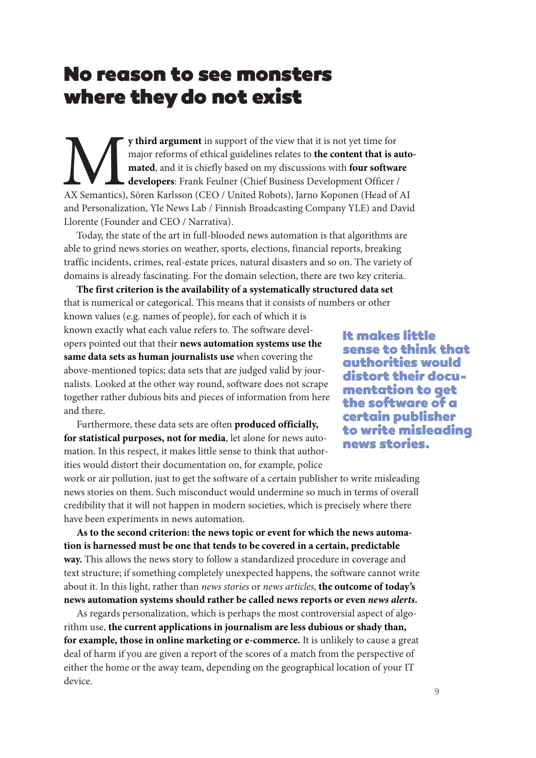# No reason to see monsters where they do not exist

**My third argument** in support of the view that it is not yet time for major reforms of ethical guidelines relates to **the content that is automated**, and it is chiefly based on my discussions with **four software developers**: Frank Feulner (Chief Business Development Officer / AX Semantics), Sören Karlsson (CEO / United Robots), Jarno Koponen (Head of AI and Personalization, Yle News Lab / Finnish Broadcasting Company YLE) and David Llorente (Founder and CEO / Narrativa).

Today, the state of the art in full-blooded news automation is that algorithms are able to grind news stories on weather, sports, elections, financial reports, breaking traffic incidents, crimes, real-estate prices, natural disasters and so on. The variety of domains is already fascinating. For the domain selection, there are two key criteria.

**The first criterion is the availability of a systematically structured data set** that is numerical or categorical. This means that it consists of numbers or other known values (e.g. names of people), for each of which it is known exactly what each value refers to. The software developers pointed out that their **news automation systems use the same data sets as human journalists use** when covering the above-mentioned topics; data sets that are judged valid by journalists. Looked at the other way round, software does not scrape together rather dubious bits and pieces of information from here and there.

Furthermore, these data sets are often **produced officially, for statistical purposes, not for media**, let alone for news automation. In this respect, it makes little sense to think that authorities would distort their documentation on, for example, police work or air pollution, just to get the software of a certain publisher to write misleading news stories on them. Such misconduct would undermine so much in terms of overall credibility that it will not happen in modern societies, which is precisely where there have been experiments in news automation.

**It makes little sense to think that authorities would distort their documentation to get the software of a certain publisher to write misleading news stories.**

**As to the second criterion: the news topic or event for which the news automation is harnessed must be one that tends to be covered in a certain, predictable way.** This allows the news story to follow a standardized procedure in coverage and text structure; if something completely unexpected happens, the software cannot write about it. In this light, rather than *news stories* or *news articles*, **the outcome of today's news automation systems should rather be called news reports or even *news alerts*.**

As regards personalization, which is perhaps the most controversial aspect of algorithm use, **the current applications in journalism are less dubious or shady than, for example, those in online marketing or e-commerce.** It is unlikely to cause a great deal of harm if you are given a report of the scores of a match from the perspective of either the home or the away team, depending on the geographical location of your IT device.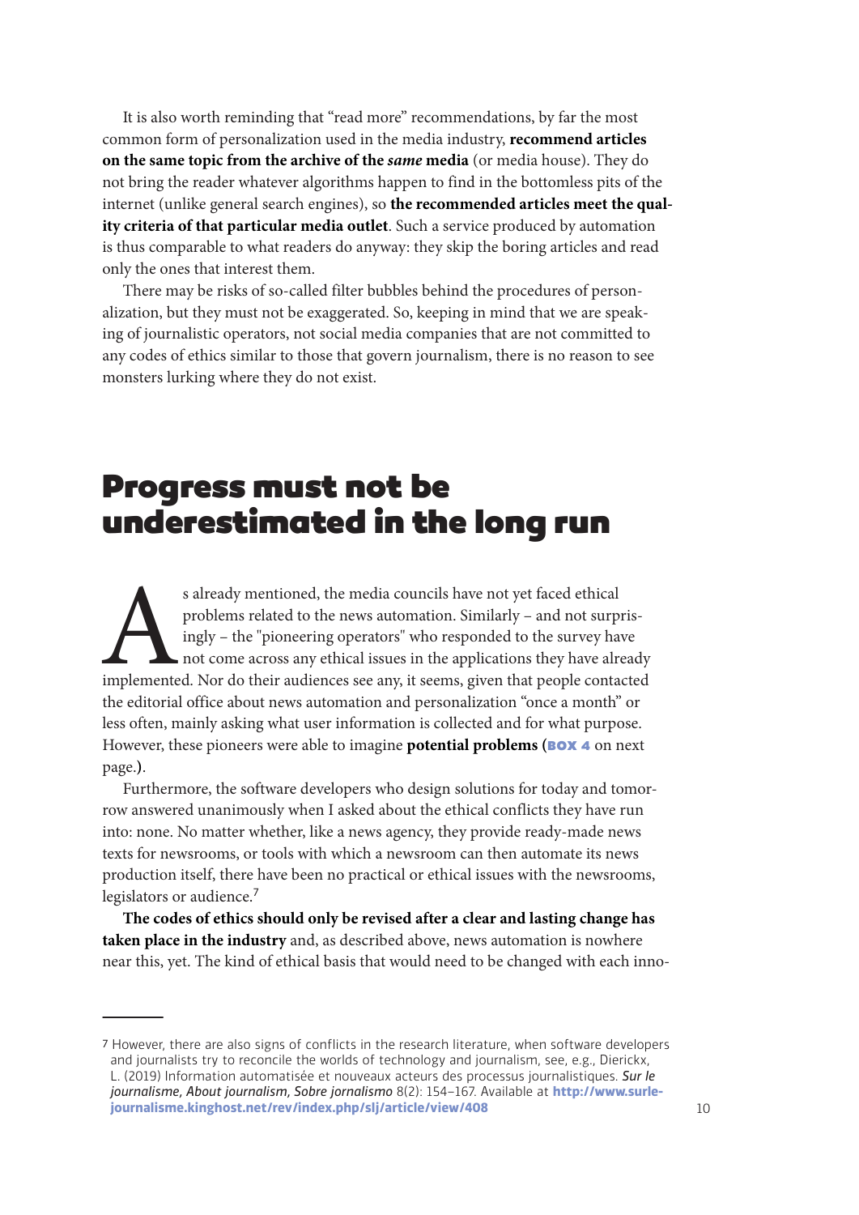It is also worth reminding that "read more" recommendations, by far the most common form of personalization used in the media industry, **recommend articles on the same topic from the archive of the *same* media** (or media house). They do not bring the reader whatever algorithms happen to find in the bottomless pits of the internet (unlike general search engines), so **the recommended articles meet the quality criteria of that particular media outlet**. Such a service produced by automation is thus comparable to what readers do anyway: they skip the boring articles and read only the ones that interest them.

There may be risks of so-called filter bubbles behind the procedures of personalization, but they must not be exaggerated. So, keeping in mind that we are speaking of journalistic operators, not social media companies that are not committed to any codes of ethics similar to those that govern journalism, there is no reason to see monsters lurking where they do not exist.

## Progress must not be underestimated in the long run

As already mentioned, the media councils have not yet faced ethical problems related to the news automation. Similarly – and not surprisingly – the "pioneering operators" who responded to the survey have not come across any ethical issues in the applications they have already implemented. Nor do their audiences see any, it seems, given that people contacted the editorial office about news automation and personalization "once a month" or less often, mainly asking what user information is collected and for what purpose. However, these pioneers were able to imagine **potential problems (BOX 4 on next page.)**.

Furthermore, the software developers who design solutions for today and tomorrow answered unanimously when I asked about the ethical conflicts they have run into: none. No matter whether, like a news agency, they provide ready-made news texts for newsrooms, or tools with which a newsroom can then automate its news production itself, there have been no practical or ethical issues with the newsrooms, legislators or audience.[7]

**The codes of ethics should only be revised after a clear and lasting change has taken place in the industry** and, as described above, news automation is nowhere near this, yet. The kind of ethical basis that would need to be changed with each inno-

---

7 However, there are also signs of conflicts in the research literature, when software developers and journalists try to reconcile the worlds of technology and journalism, see, e.g., Dierickx, L. (2019) Information automatisée et nouveaux acteurs des processus journalistiques. *Sur le journalisme, About journalism, Sobre jornalismo* 8(2): 154–167. Available at **http://www.surlejournalisme.kinghost.net/rev/index.php/slj/article/view/408**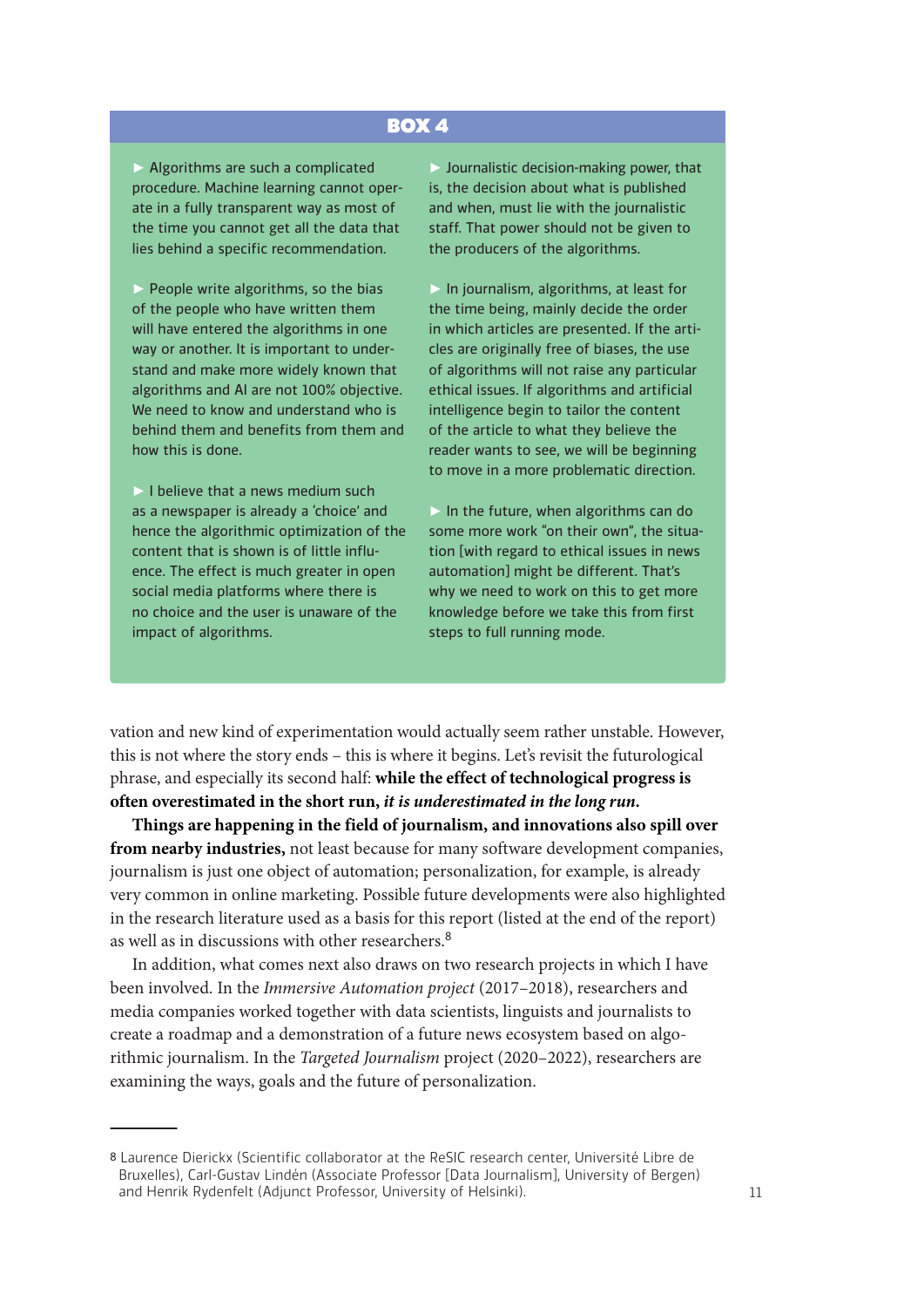## BOX 4

- Algorithms are such a complicated procedure. Machine learning cannot operate in a fully transparent way as most of the time you cannot get all the data that lies behind a specific recommendation.

- People write algorithms, so the bias of the people who have written them will have entered the algorithms in one way or another. It is important to understand and make more widely known that algorithms and AI are not 100% objective. We need to know and understand who is behind them and benefits from them and how this is done.

- I believe that a news medium such as a newspaper is already a 'choice' and hence the algorithmic optimization of the content that is shown is of little influence. The effect is much greater in open social media platforms where there is no choice and the user is unaware of the impact of algorithms.

- Journalistic decision-making power, that is, the decision about what is published and when, must lie with the journalistic staff. That power should not be given to the producers of the algorithms.

- In journalism, algorithms, at least for the time being, mainly decide the order in which articles are presented. If the articles are originally free of biases, the use of algorithms will not raise any particular ethical issues. If algorithms and artificial intelligence begin to tailor the content of the article to what they believe the reader wants to see, we will be beginning to move in a more problematic direction.

- In the future, when algorithms can do some more work "on their own", the situation [with regard to ethical issues in news automation] might be different. That's why we need to work on this to get more knowledge before we take this from first steps to full running mode.

vation and new kind of experimentation would actually seem rather unstable. However, this is not where the story ends – this is where it begins. Let's revisit the futurological phrase, and especially its second half: **while the effect of technological progress is often overestimated in the short run, *it is underestimated in the long run*.**

**Things are happening in the field of journalism, and innovations also spill over from nearby industries,** not least because for many software development companies, journalism is just one object of automation; personalization, for example, is already very common in online marketing. Possible future developments were also highlighted in the research literature used as a basis for this report (listed at the end of the report) as well as in discussions with other researchers.[8]

In addition, what comes next also draws on two research projects in which I have been involved. In the *Immersive Automation project* (2017–2018), researchers and media companies worked together with data scientists, linguists and journalists to create a roadmap and a demonstration of a future news ecosystem based on algorithmic journalism. In the *Targeted Journalism* project (2020–2022), researchers are examining the ways, goals and the future of personalization.

---

[8] Laurence Dierickx (Scientific collaborator at the ReSIC research center, Université Libre de Bruxelles), Carl-Gustav Lindén (Associate Professor [Data Journalism], University of Bergen) and Henrik Rydenfelt (Adjunct Professor, University of Helsinki).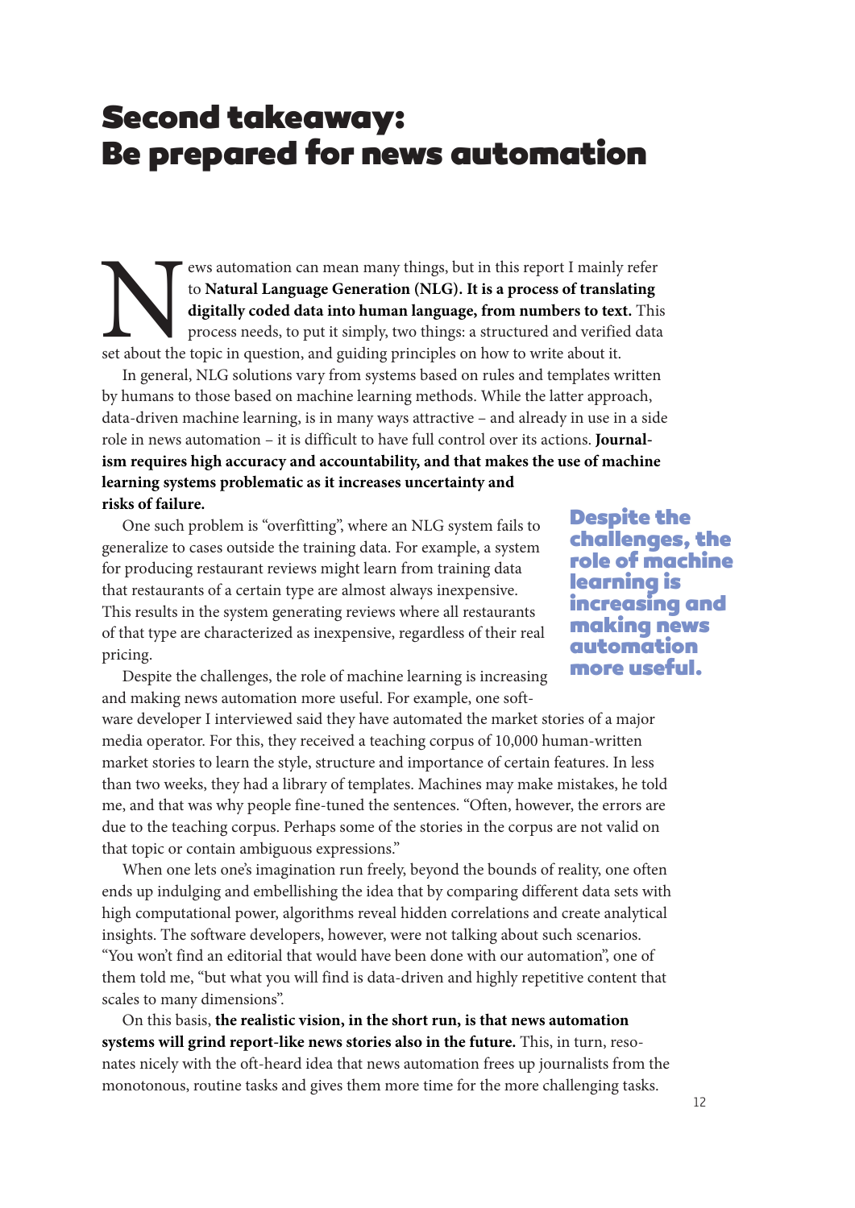# Second takeaway: Be prepared for news automation

News automation can mean many things, but in this report I mainly refer to **Natural Language Generation (NLG). It is a process of translating digitally coded data into human language, from numbers to text.** This process needs, to put it simply, two things: a structured and verified data set about the topic in question, and guiding principles on how to write about it.

In general, NLG solutions vary from systems based on rules and templates written by humans to those based on machine learning methods. While the latter approach, data-driven machine learning, is in many ways attractive – and already in use in a side role in news automation – it is difficult to have full control over its actions. **Journalism requires high accuracy and accountability, and that makes the use of machine learning systems problematic as it increases uncertainty and risks of failure.**

One such problem is "overfitting", where an NLG system fails to generalize to cases outside the training data. For example, a system for producing restaurant reviews might learn from training data that restaurants of a certain type are almost always inexpensive. This results in the system generating reviews where all restaurants of that type are characterized as inexpensive, regardless of their real pricing.

**Despite the challenges, the role of machine learning is increasing and making news automation more useful.**

Despite the challenges, the role of machine learning is increasing and making news automation more useful. For example, one software developer I interviewed said they have automated the market stories of a major media operator. For this, they received a teaching corpus of 10,000 human-written market stories to learn the style, structure and importance of certain features. In less than two weeks, they had a library of templates. Machines may make mistakes, he told me, and that was why people fine-tuned the sentences. "Often, however, the errors are due to the teaching corpus. Perhaps some of the stories in the corpus are not valid on that topic or contain ambiguous expressions."

When one lets one's imagination run freely, beyond the bounds of reality, one often ends up indulging and embellishing the idea that by comparing different data sets with high computational power, algorithms reveal hidden correlations and create analytical insights. The software developers, however, were not talking about such scenarios. "You won't find an editorial that would have been done with our automation", one of them told me, "but what you will find is data-driven and highly repetitive content that scales to many dimensions".

On this basis, **the realistic vision, in the short run, is that news automation systems will grind report-like news stories also in the future.** This, in turn, resonates nicely with the oft-heard idea that news automation frees up journalists from the monotonous, routine tasks and gives them more time for the more challenging tasks.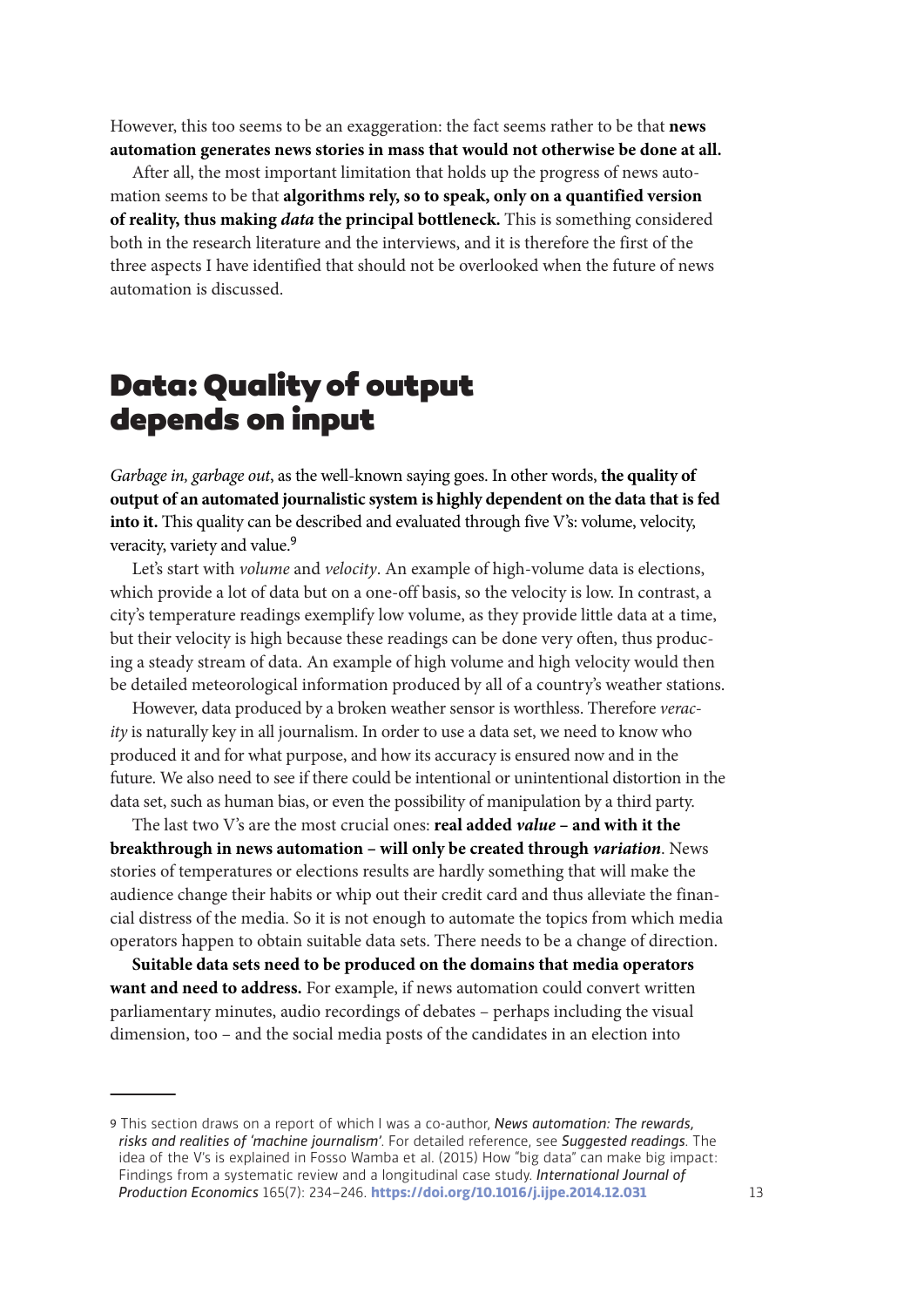However, this too seems to be an exaggeration: the fact seems rather to be that **news automation generates news stories in mass that would not otherwise be done at all.**

After all, the most important limitation that holds up the progress of news automation seems to be that **algorithms rely, so to speak, only on a quantified version of reality, thus making *data* the principal bottleneck.** This is something considered both in the research literature and the interviews, and it is therefore the first of the three aspects I have identified that should not be overlooked when the future of news automation is discussed.

## Data: Quality of output depends on input

*Garbage in, garbage out*, as the well-known saying goes. In other words, **the quality of output of an automated journalistic system is highly dependent on the data that is fed into it.** This quality can be described and evaluated through five V's: volume, velocity, veracity, variety and value.[9]

Let's start with *volume* and *velocity*. An example of high-volume data is elections, which provide a lot of data but on a one-off basis, so the velocity is low. In contrast, a city's temperature readings exemplify low volume, as they provide little data at a time, but their velocity is high because these readings can be done very often, thus producing a steady stream of data. An example of high volume and high velocity would then be detailed meteorological information produced by all of a country's weather stations.

However, data produced by a broken weather sensor is worthless. Therefore *veracity* is naturally key in all journalism. In order to use a data set, we need to know who produced it and for what purpose, and how its accuracy is ensured now and in the future. We also need to see if there could be intentional or unintentional distortion in the data set, such as human bias, or even the possibility of manipulation by a third party.

The last two V's are the most crucial ones: **real added *value* – and with it the breakthrough in news automation – will only be created through *variation*.** News stories of temperatures or elections results are hardly something that will make the audience change their habits or whip out their credit card and thus alleviate the financial distress of the media. So it is not enough to automate the topics from which media operators happen to obtain suitable data sets. There needs to be a change of direction.

**Suitable data sets need to be produced on the domains that media operators want and need to address.** For example, if news automation could convert written parliamentary minutes, audio recordings of debates – perhaps including the visual dimension, too – and the social media posts of the candidates in an election into

---

9 This section draws on a report of which I was a co-author, *News automation: The rewards, risks and realities of 'machine journalism'*. For detailed reference, see *Suggested readings*. The idea of the V's is explained in Fosso Wamba et al. (2015) How "big data" can make big impact: Findings from a systematic review and a longitudinal case study. *International Journal of Production Economics* 165(7): 234–246. **https://doi.org/10.1016/j.ijpe.2014.12.031**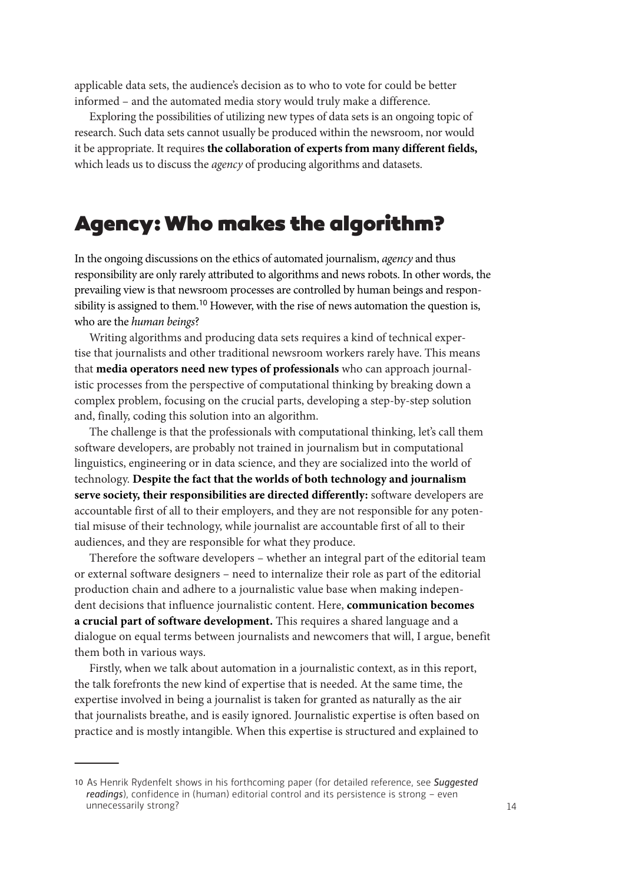applicable data sets, the audience's decision as to who to vote for could be better informed – and the automated media story would truly make a difference.

Exploring the possibilities of utilizing new types of data sets is an ongoing topic of research. Such data sets cannot usually be produced within the newsroom, nor would it be appropriate. It requires **the collaboration of experts from many different fields,** which leads us to discuss the *agency* of producing algorithms and datasets.

## Agency: Who makes the algorithm?

In the ongoing discussions on the ethics of automated journalism, *agency* and thus responsibility are only rarely attributed to algorithms and news robots. In other words, the prevailing view is that newsroom processes are controlled by human beings and responsibility is assigned to them.[10] However, with the rise of news automation the question is, who are the *human beings*?

Writing algorithms and producing data sets requires a kind of technical expertise that journalists and other traditional newsroom workers rarely have. This means that **media operators need new types of professionals** who can approach journalistic processes from the perspective of computational thinking by breaking down a complex problem, focusing on the crucial parts, developing a step-by-step solution and, finally, coding this solution into an algorithm.

The challenge is that the professionals with computational thinking, let's call them software developers, are probably not trained in journalism but in computational linguistics, engineering or in data science, and they are socialized into the world of technology. **Despite the fact that the worlds of both technology and journalism serve society, their responsibilities are directed differently:** software developers are accountable first of all to their employers, and they are not responsible for any potential misuse of their technology, while journalist are accountable first of all to their audiences, and they are responsible for what they produce.

Therefore the software developers – whether an integral part of the editorial team or external software designers – need to internalize their role as part of the editorial production chain and adhere to a journalistic value base when making independent decisions that influence journalistic content. Here, **communication becomes a crucial part of software development.** This requires a shared language and a dialogue on equal terms between journalists and newcomers that will, I argue, benefit them both in various ways.

Firstly, when we talk about automation in a journalistic context, as in this report, the talk forefronts the new kind of expertise that is needed. At the same time, the expertise involved in being a journalist is taken for granted as naturally as the air that journalists breathe, and is easily ignored. Journalistic expertise is often based on practice and is mostly intangible. When this expertise is structured and explained to

---

10 As Henrik Rydenfelt shows in his forthcoming paper (for detailed reference, see ***Suggested readings***), confidence in (human) editorial control and its persistence is strong – even unnecessarily strong?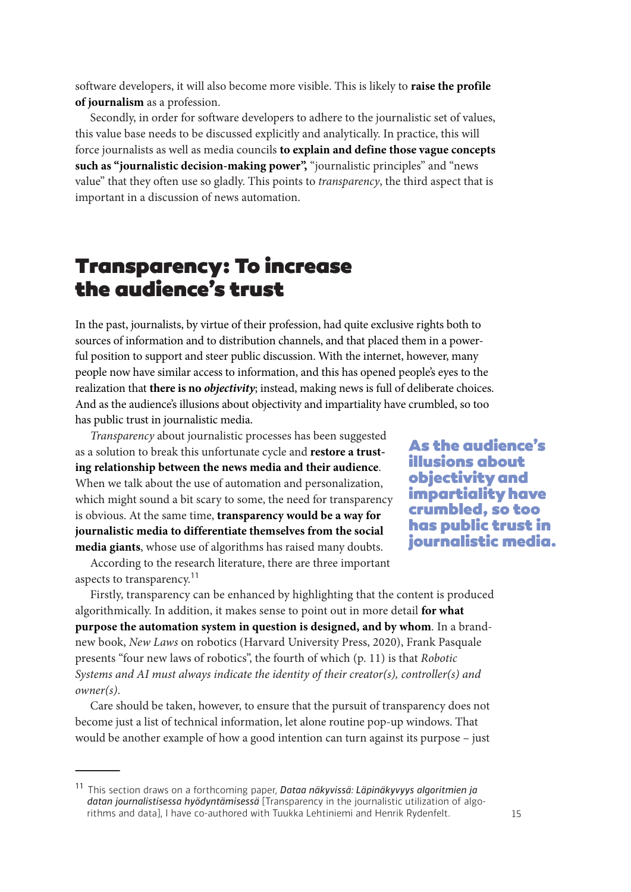software developers, it will also become more visible. This is likely to **raise the profile of journalism** as a profession.

Secondly, in order for software developers to adhere to the journalistic set of values, this value base needs to be discussed explicitly and analytically. In practice, this will force journalists as well as media councils **to explain and define those vague concepts such as "journalistic decision-making power",** "journalistic principles" and "news value" that they often use so gladly. This points to *transparency*, the third aspect that is important in a discussion of news automation.

## Transparency: To increase the audience's trust

In the past, journalists, by virtue of their profession, had quite exclusive rights both to sources of information and to distribution channels, and that placed them in a powerful position to support and steer public discussion. With the internet, however, many people now have similar access to information, and this has opened people's eyes to the realization that **there is no *objectivity***; instead, making news is full of deliberate choices. And as the audience's illusions about objectivity and impartiality have crumbled, so too has public trust in journalistic media.

*Transparency* about journalistic processes has been suggested as a solution to break this unfortunate cycle and **restore a trusting relationship between the news media and their audience**. When we talk about the use of automation and personalization, which might sound a bit scary to some, the need for transparency is obvious. At the same time, **transparency would be a way for journalistic media to differentiate themselves from the social media giants**, whose use of algorithms has raised many doubts.

**As the audience's illusions about objectivity and impartiality have crumbled, so too has public trust in journalistic media.**

According to the research literature, there are three important aspects to transparency.[11]

Firstly, transparency can be enhanced by highlighting that the content is produced algorithmically. In addition, it makes sense to point out in more detail **for what purpose the automation system in question is designed, and by whom**. In a brand-new book, *New Laws* on robotics (Harvard University Press, 2020), Frank Pasquale presents "four new laws of robotics", the fourth of which (p. 11) is that *Robotic Systems and AI must always indicate the identity of their creator(s), controller(s) and owner(s)*.

Care should be taken, however, to ensure that the pursuit of transparency does not become just a list of technical information, let alone routine pop-up windows. That would be another example of how a good intention can turn against its purpose – just

---

[11] This section draws on a forthcoming paper, ***Dataa näkyvissä: Läpinäkyvyys algoritmien ja datan journalistisessa hyödyntämisessä*** [Transparency in the journalistic utilization of algorithms and data], I have co-authored with Tuukka Lehtiniemi and Henrik Rydenfelt.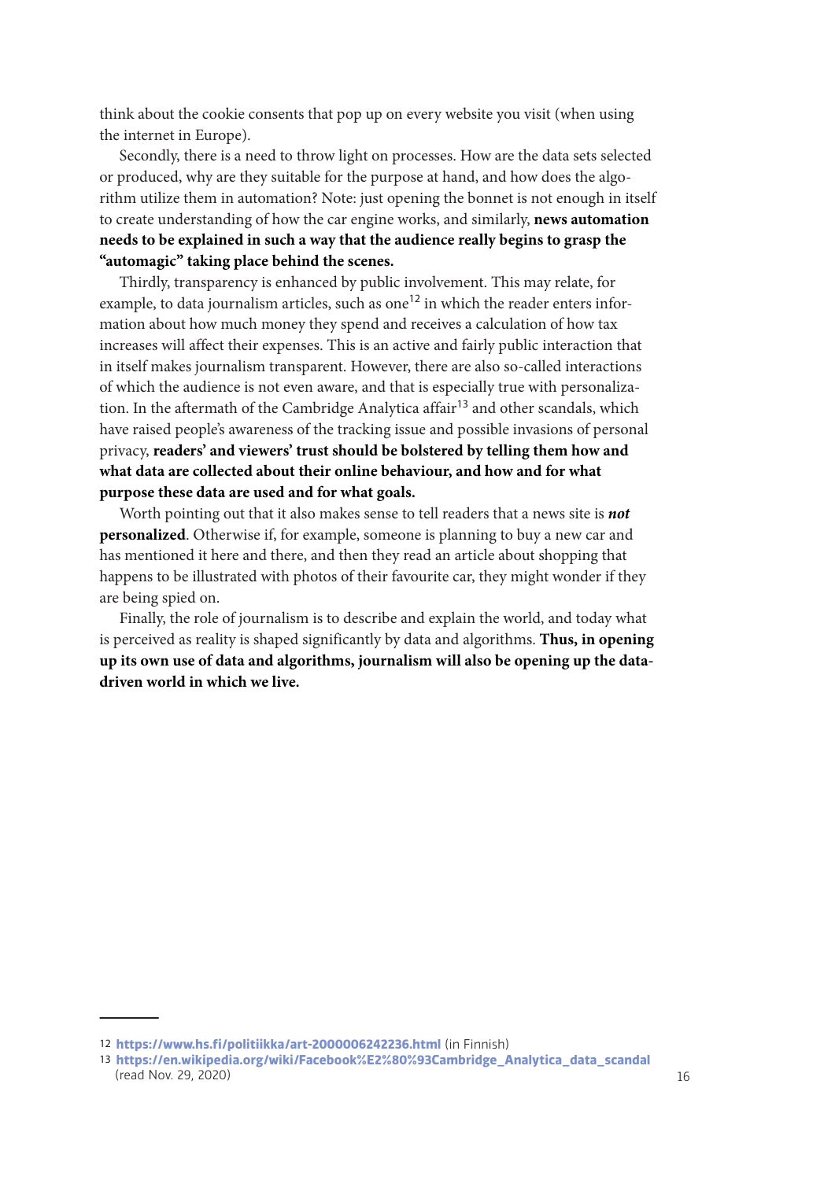think about the cookie consents that pop up on every website you visit (when using the internet in Europe).

Secondly, there is a need to throw light on processes. How are the data sets selected or produced, why are they suitable for the purpose at hand, and how does the algorithm utilize them in automation? Note: just opening the bonnet is not enough in itself to create understanding of how the car engine works, and similarly, **news automation needs to be explained in such a way that the audience really begins to grasp the "automagic" taking place behind the scenes.**

Thirdly, transparency is enhanced by public involvement. This may relate, for example, to data journalism articles, such as one[12] in which the reader enters information about how much money they spend and receives a calculation of how tax increases will affect their expenses. This is an active and fairly public interaction that in itself makes journalism transparent. However, there are also so-called interactions of which the audience is not even aware, and that is especially true with personalization. In the aftermath of the Cambridge Analytica affair[13] and other scandals, which have raised people's awareness of the tracking issue and possible invasions of personal privacy, **readers' and viewers' trust should be bolstered by telling them how and what data are collected about their online behaviour, and how and for what purpose these data are used and for what goals.**

Worth pointing out that it also makes sense to tell readers that a news site is ***not* personalized**. Otherwise if, for example, someone is planning to buy a new car and has mentioned it here and there, and then they read an article about shopping that happens to be illustrated with photos of their favourite car, they might wonder if they are being spied on.

Finally, the role of journalism is to describe and explain the world, and today what is perceived as reality is shaped significantly by data and algorithms. **Thus, in opening up its own use of data and algorithms, journalism will also be opening up the data-driven world in which we live.**

---

12 **https://www.hs.fi/politiikka/art-2000006242236.html** (in Finnish)

13 **https://en.wikipedia.org/wiki/Facebook%E2%80%93Cambridge_Analytica_data_scandal** (read Nov. 29, 2020)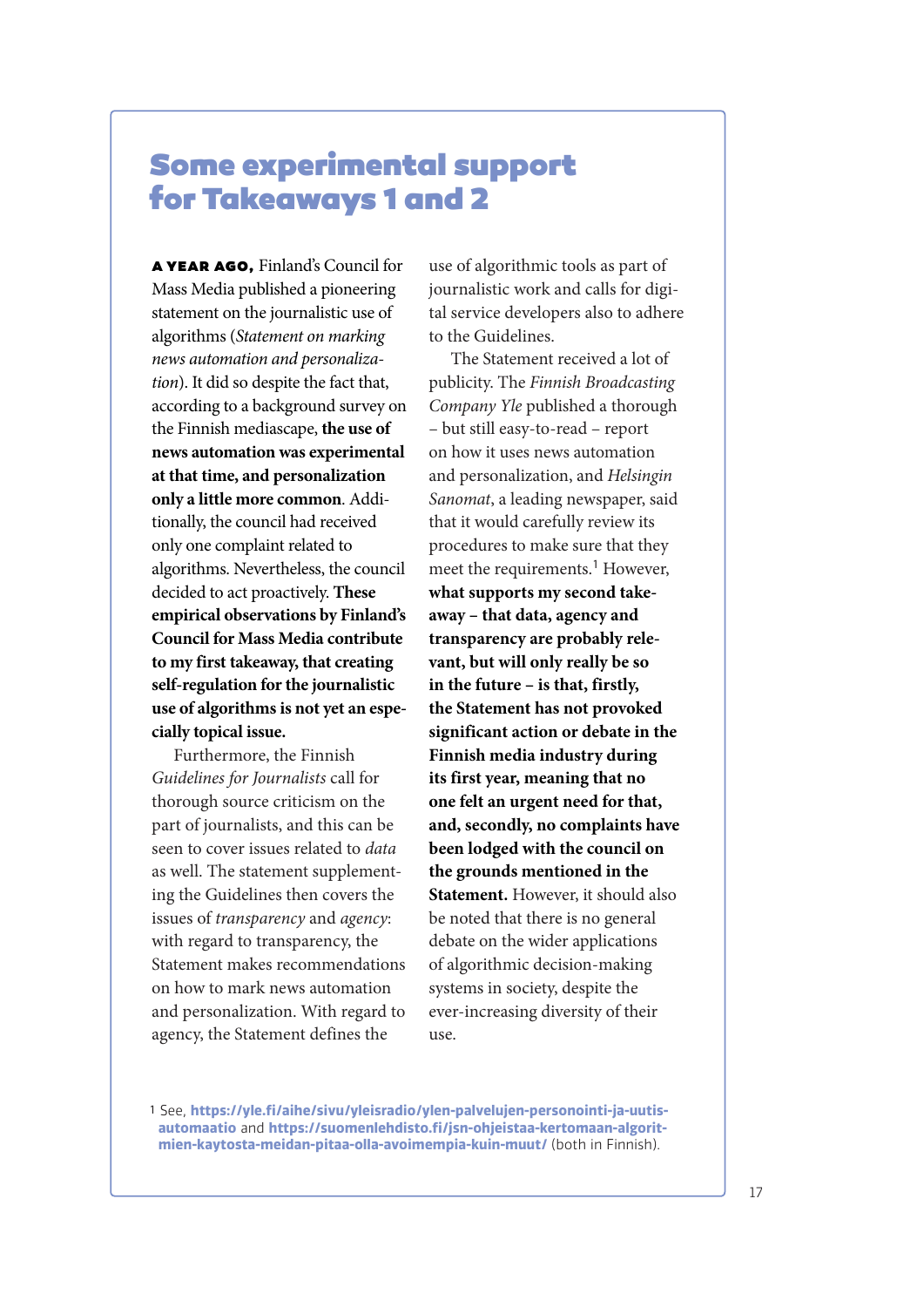# Some experimental support for Takeaways 1 and 2

**A YEAR AGO,** Finland's Council for Mass Media published a pioneering statement on the journalistic use of algorithms (*Statement on marking news automation and personalization*). It did so despite the fact that, according to a background survey on the Finnish mediascape, **the use of news automation was experimental at that time, and personalization only a little more common**. Additionally, the council had received only one complaint related to algorithms. Nevertheless, the council decided to act proactively. **These empirical observations by Finland's Council for Mass Media contribute to my first takeaway, that creating self-regulation for the journalistic use of algorithms is not yet an especially topical issue.**

Furthermore, the Finnish *Guidelines for Journalists* call for thorough source criticism on the part of journalists, and this can be seen to cover issues related to *data* as well. The statement supplementing the Guidelines then covers the issues of *transparency* and *agency*: with regard to transparency, the Statement makes recommendations on how to mark news automation and personalization. With regard to agency, the Statement defines the use of algorithmic tools as part of journalistic work and calls for digital service developers also to adhere to the Guidelines.

The Statement received a lot of publicity. The *Finnish Broadcasting Company Yle* published a thorough – but still easy-to-read – report on how it uses news automation and personalization, and *Helsingin Sanomat*, a leading newspaper, said that it would carefully review its procedures to make sure that they meet the requirements.[1] However, **what supports my second takeaway – that data, agency and transparency are probably relevant, but will only really be so in the future – is that, firstly, the Statement has not provoked significant action or debate in the Finnish media industry during its first year, meaning that no one felt an urgent need for that, and, secondly, no complaints have been lodged with the council on the grounds mentioned in the Statement.** However, it should also be noted that there is no general debate on the wider applications of algorithmic decision-making systems in society, despite the ever-increasing diversity of their use.

[1] See, **https://yle.fi/aihe/sivu/yleisradio/ylen-palvelujen-personointi-ja-uutisautomaatio** and **https://suomenlehdisto.fi/jsn-ohjeistaa-kertomaan-algoritmien-kaytosta-meidan-pitaa-olla-avoimempia-kuin-muut/** (both in Finnish).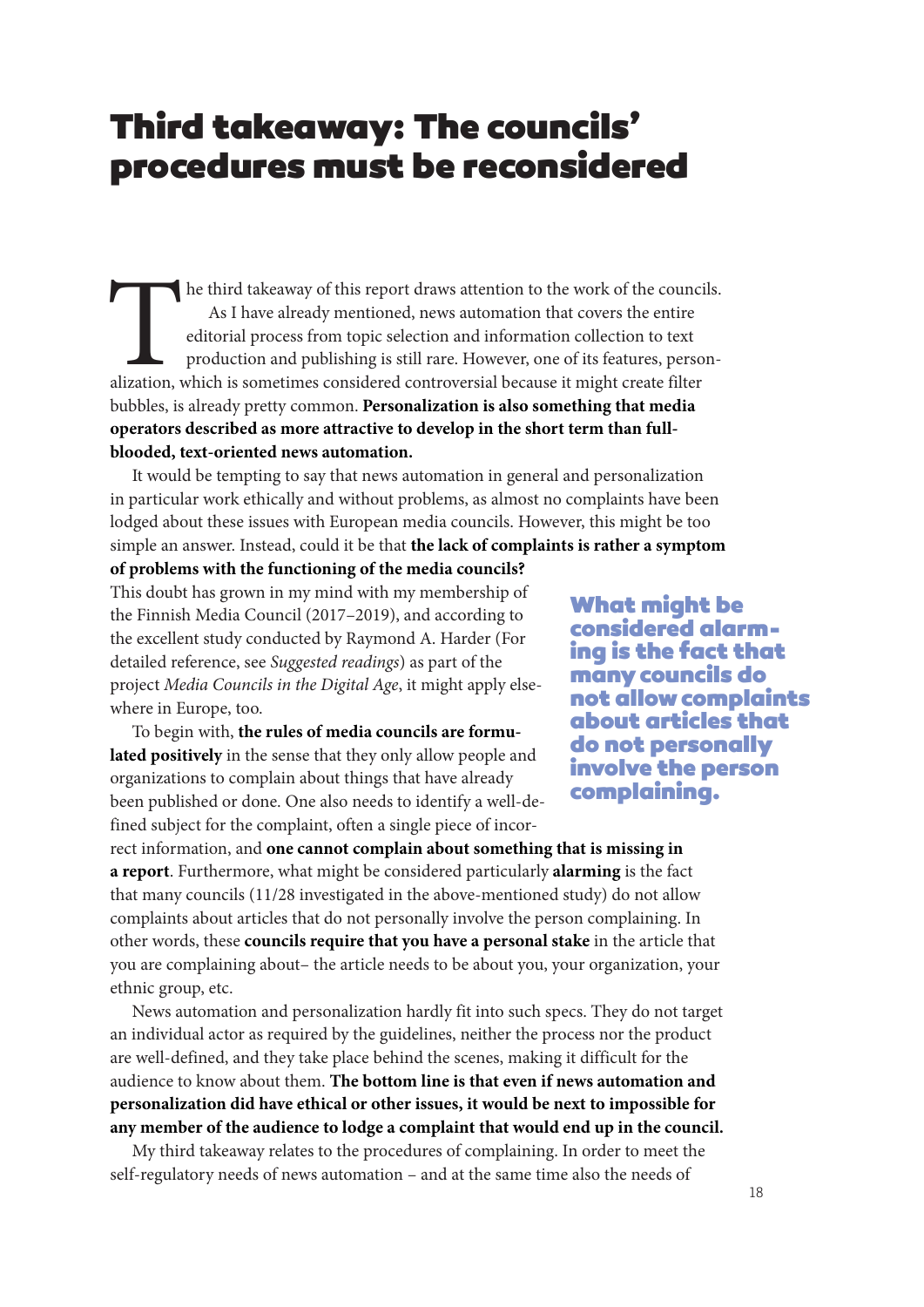# Third takeaway: The councils' procedures must be reconsidered

The third takeaway of this report draws attention to the work of the councils. As I have already mentioned, news automation that covers the entire editorial process from topic selection and information collection to text production and publishing is still rare. However, one of its features, personalization, which is sometimes considered controversial because it might create filter bubbles, is already pretty common. **Personalization is also something that media operators described as more attractive to develop in the short term than full-blooded, text-oriented news automation.**

It would be tempting to say that news automation in general and personalization in particular work ethically and without problems, as almost no complaints have been lodged about these issues with European media councils. However, this might be too simple an answer. Instead, could it be that **the lack of complaints is rather a symptom of problems with the functioning of the media councils?** This doubt has grown in my mind with my membership of the Finnish Media Council (2017–2019), and according to the excellent study conducted by Raymond A. Harder (For detailed reference, see *Suggested readings*) as part of the project *Media Councils in the Digital Age*, it might apply elsewhere in Europe, too.

> **What might be considered alarming is the fact that many councils do not allow complaints about articles that do not personally involve the person complaining.**

To begin with, **the rules of media councils are formulated positively** in the sense that they only allow people and organizations to complain about things that have already been published or done. One also needs to identify a well-defined subject for the complaint, often a single piece of incorrect information, and **one cannot complain about something that is missing in a report**. Furthermore, what might be considered particularly **alarming** is the fact that many councils (11/28 investigated in the above-mentioned study) do not allow complaints about articles that do not personally involve the person complaining. In other words, these **councils require that you have a personal stake** in the article that you are complaining about– the article needs to be about you, your organization, your ethnic group, etc.

News automation and personalization hardly fit into such specs. They do not target an individual actor as required by the guidelines, neither the process nor the product are well-defined, and they take place behind the scenes, making it difficult for the audience to know about them. **The bottom line is that even if news automation and personalization did have ethical or other issues, it would be next to impossible for any member of the audience to lodge a complaint that would end up in the council.**

My third takeaway relates to the procedures of complaining. In order to meet the self-regulatory needs of news automation – and at the same time also the needs of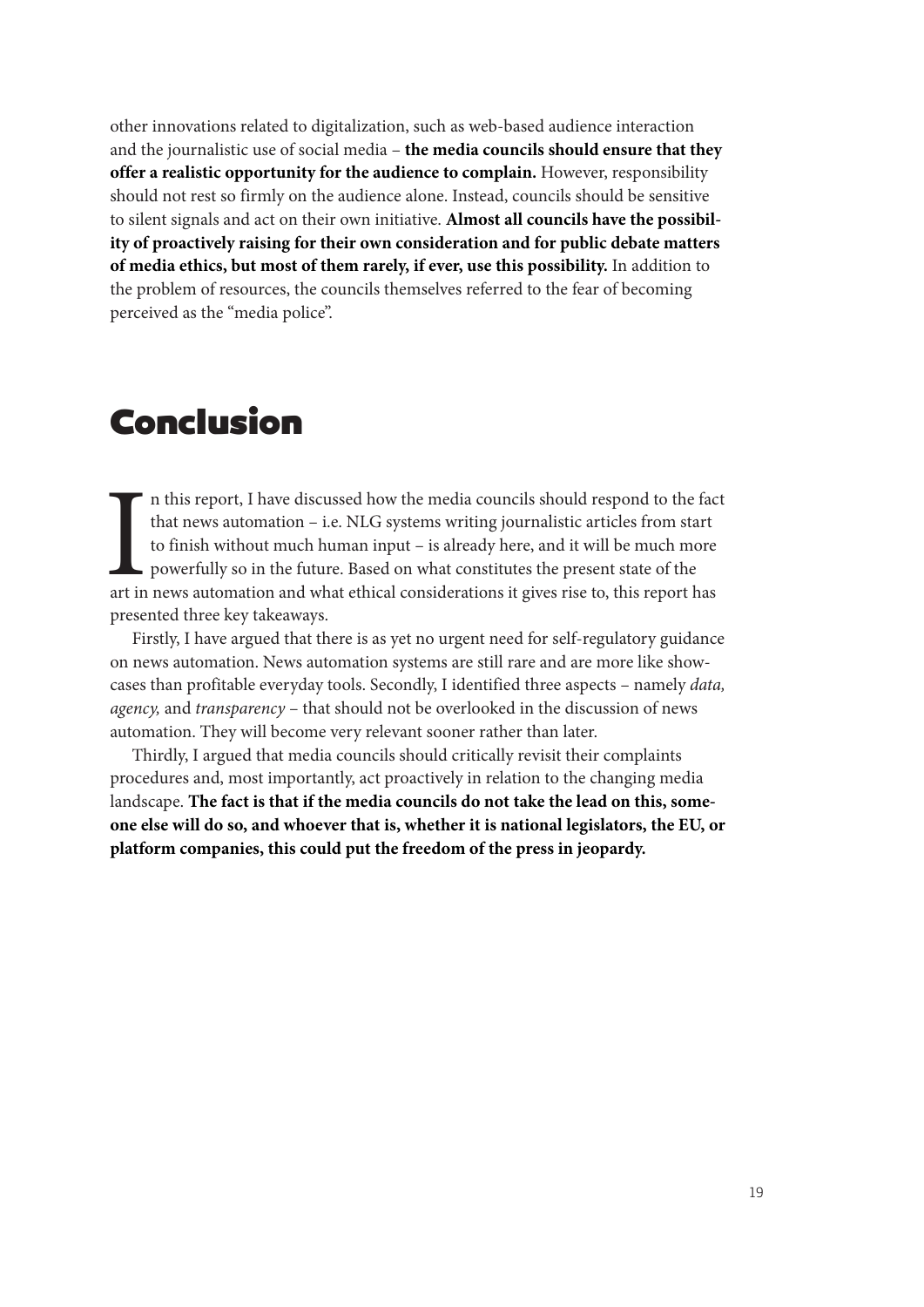other innovations related to digitalization, such as web-based audience interaction and the journalistic use of social media – **the media councils should ensure that they offer a realistic opportunity for the audience to complain.** However, responsibility should not rest so firmly on the audience alone. Instead, councils should be sensitive to silent signals and act on their own initiative. **Almost all councils have the possibility of proactively raising for their own consideration and for public debate matters of media ethics, but most of them rarely, if ever, use this possibility.** In addition to the problem of resources, the councils themselves referred to the fear of becoming perceived as the "media police".

# Conclusion

In this report, I have discussed how the media councils should respond to the fact that news automation – i.e. NLG systems writing journalistic articles from start to finish without much human input – is already here, and it will be much more powerfully so in the future. Based on what constitutes the present state of the art in news automation and what ethical considerations it gives rise to, this report has presented three key takeaways.

Firstly, I have argued that there is as yet no urgent need for self-regulatory guidance on news automation. News automation systems are still rare and are more like showcases than profitable everyday tools. Secondly, I identified three aspects – namely *data, agency,* and *transparency* – that should not be overlooked in the discussion of news automation. They will become very relevant sooner rather than later.

Thirdly, I argued that media councils should critically revisit their complaints procedures and, most importantly, act proactively in relation to the changing media landscape. **The fact is that if the media councils do not take the lead on this, someone else will do so, and whoever that is, whether it is national legislators, the EU, or platform companies, this could put the freedom of the press in jeopardy.**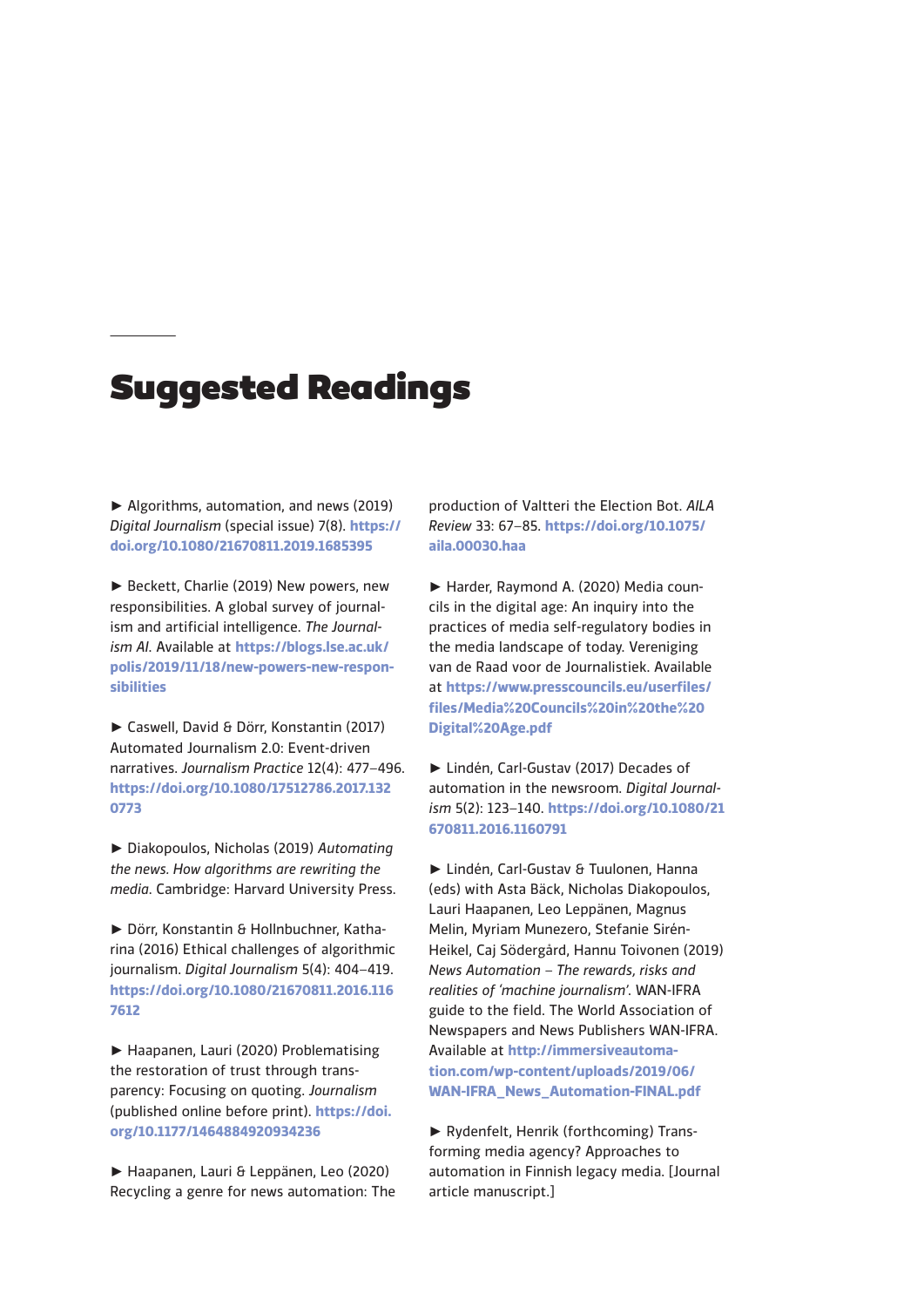# Suggested Readings

► Algorithms, automation, and news (2019) *Digital Journalism* (special issue) 7(8). **https://doi.org/10.1080/21670811.2019.1685395**

► Beckett, Charlie (2019) New powers, new responsibilities. A global survey of journalism and artificial intelligence. *The Journalism AI*. Available at **https://blogs.lse.ac.uk/polis/2019/11/18/new-powers-new-responsibilities**

► Caswell, David & Dörr, Konstantin (2017) Automated Journalism 2.0: Event-driven narratives. *Journalism Practice* 12(4): 477–496. **https://doi.org/10.1080/17512786.2017.1320773**

► Diakopoulos, Nicholas (2019) *Automating the news. How algorithms are rewriting the media.* Cambridge: Harvard University Press.

► Dörr, Konstantin & Hollnbuchner, Katharina (2016) Ethical challenges of algorithmic journalism. *Digital Journalism* 5(4): 404–419. **https://doi.org/10.1080/21670811.2016.1167612**

► Haapanen, Lauri (2020) Problematising the restoration of trust through transparency: Focusing on quoting. *Journalism* (published online before print). **https://doi.org/10.1177/1464884920934236**

► Haapanen, Lauri & Leppänen, Leo (2020) Recycling a genre for news automation: The production of Valtteri the Election Bot. *AILA Review* 33: 67–85. **https://doi.org/10.1075/aila.00030.haa**

► Harder, Raymond A. (2020) Media councils in the digital age: An inquiry into the practices of media self-regulatory bodies in the media landscape of today. Vereniging van de Raad voor de Journalistiek. Available at **https://www.presscouncils.eu/userfiles/files/Media%20Councils%20in%20the%20Digital%20Age.pdf**

► Lindén, Carl-Gustav (2017) Decades of automation in the newsroom. *Digital Journalism* 5(2): 123–140. **https://doi.org/10.1080/21670811.2016.1160791**

► Lindén, Carl-Gustav & Tuulonen, Hanna (eds) with Asta Bäck, Nicholas Diakopoulos, Lauri Haapanen, Leo Leppänen, Magnus Melin, Myriam Munezero, Stefanie Sirén-Heikel, Caj Södergård, Hannu Toivonen (2019) *News Automation – The rewards, risks and realities of 'machine journalism'*. WAN-IFRA guide to the field. The World Association of Newspapers and News Publishers WAN-IFRA. Available at **http://immersiveautomation.com/wp-content/uploads/2019/06/WAN-IFRA_News_Automation-FINAL.pdf**

► Rydenfelt, Henrik (forthcoming) Transforming media agency? Approaches to automation in Finnish legacy media. [Journal article manuscript.]